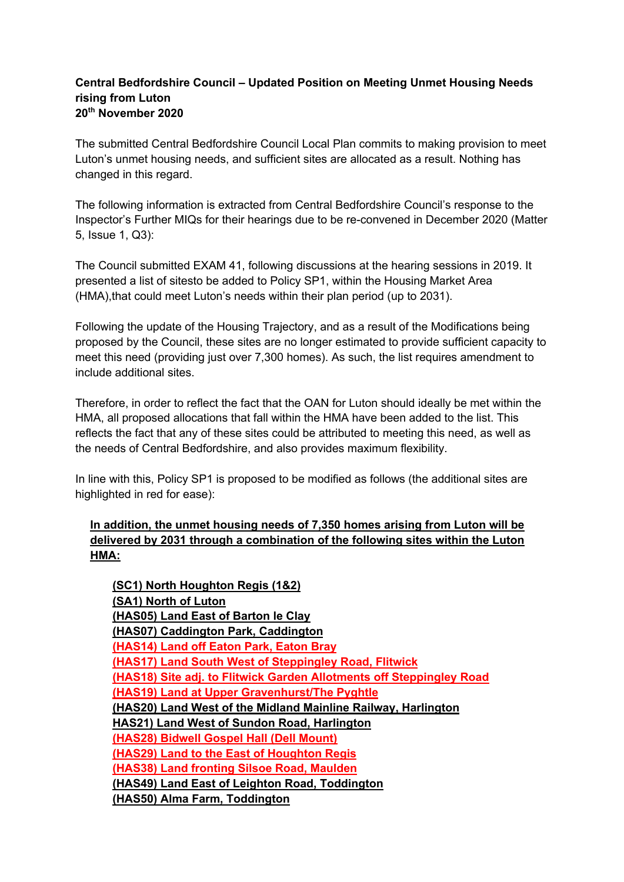**Central Bedfordshire Council – Updated Position on Meeting Unmet Housing Needs rising from Luton**
**20th November 2020**

The submitted Central Bedfordshire Council Local Plan commits to making provision to meet Luton's unmet housing needs, and sufficient sites are allocated as a result. Nothing has changed in this regard.

The following information is extracted from Central Bedfordshire Council's response to the Inspector's Further MIQs for their hearings due to be re-convened in December 2020 (Matter 5, Issue 1, Q3):

The Council submitted EXAM 41, following discussions at the hearing sessions in 2019. It presented a list of sitesto be added to Policy SP1, within the Housing Market Area (HMA),that could meet Luton's needs within their plan period (up to 2031).

Following the update of the Housing Trajectory, and as a result of the Modifications being proposed by the Council, these sites are no longer estimated to provide sufficient capacity to meet this need (providing just over 7,300 homes). As such, the list requires amendment to include additional sites.

Therefore, in order to reflect the fact that the OAN for Luton should ideally be met within the HMA, all proposed allocations that fall within the HMA have been added to the list. This reflects the fact that any of these sites could be attributed to meeting this need, as well as the needs of Central Bedfordshire, and also provides maximum flexibility.

In line with this, Policy SP1 is proposed to be modified as follows (the additional sites are highlighted in red for ease):

> **In addition, the unmet housing needs of 7,350 homes arising from Luton will be delivered by 2031 through a combination of the following sites within the Luton HMA:**
>
> **(SC1) North Houghton Regis (1&2)**
> **(SA1) North of Luton**
> **(HAS05) Land East of Barton le Clay**
> **(HAS07) Caddington Park, Caddington**
> **(HAS14) Land off Eaton Park, Eaton Bray**
> **(HAS17) Land South West of Steppingley Road, Flitwick**
> **(HAS18) Site adj. to Flitwick Garden Allotments off Steppingley Road**
> **(HAS19) Land at Upper Gravenhurst/The Pyghtle**
> **(HAS20) Land West of the Midland Mainline Railway, Harlington**
> **HAS21) Land West of Sundon Road, Harlington**
> **(HAS28) Bidwell Gospel Hall (Dell Mount)**
> **(HAS29) Land to the East of Houghton Regis**
> **(HAS38) Land fronting Silsoe Road, Maulden**
> **(HAS49) Land East of Leighton Road, Toddington**
> **(HAS50) Alma Farm, Toddington**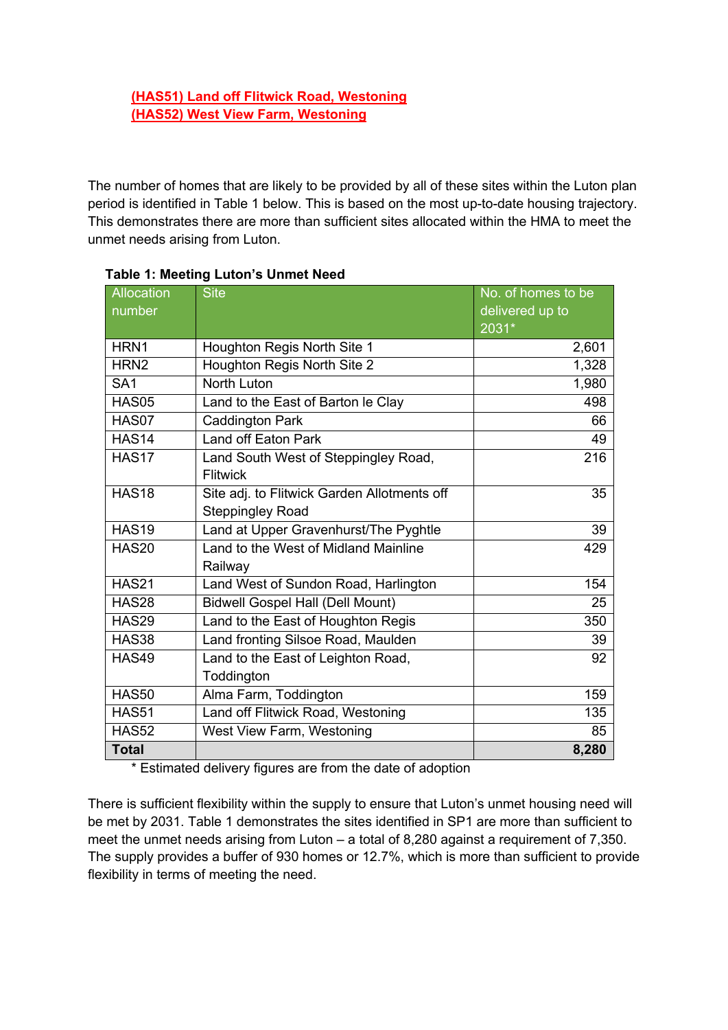[(HAS51) Land off Flitwick Road, Westoning](#)
[(HAS52) West View Farm, Westoning](#)

The number of homes that are likely to be provided by all of these sites within the Luton plan period is identified in Table 1 below. This is based on the most up-to-date housing trajectory. This demonstrates there are more than sufficient sites allocated within the HMA to meet the unmet needs arising from Luton.

**Table 1: Meeting Luton's Unmet Need**

| Allocation number | Site | No. of homes to be delivered up to 2031* |
|---|---|---|
| HRN1 | Houghton Regis North Site 1 | 2,601 |
| HRN2 | Houghton Regis North Site 2 | 1,328 |
| SA1 | North Luton | 1,980 |
| HAS05 | Land to the East of Barton le Clay | 498 |
| HAS07 | Caddington Park | 66 |
| HAS14 | Land off Eaton Park | 49 |
| HAS17 | Land South West of Steppingley Road, Flitwick | 216 |
| HAS18 | Site adj. to Flitwick Garden Allotments off Steppingley Road | 35 |
| HAS19 | Land at Upper Gravenhurst/The Pyghtle | 39 |
| HAS20 | Land to the West of Midland Mainline Railway | 429 |
| HAS21 | Land West of Sundon Road, Harlington | 154 |
| HAS28 | Bidwell Gospel Hall (Dell Mount) | 25 |
| HAS29 | Land to the East of Houghton Regis | 350 |
| HAS38 | Land fronting Silsoe Road, Maulden | 39 |
| HAS49 | Land to the East of Leighton Road, Toddington | 92 |
| HAS50 | Alma Farm, Toddington | 159 |
| HAS51 | Land off Flitwick Road, Westoning | 135 |
| HAS52 | West View Farm, Westoning | 85 |
| **Total** | | **8,280** |

\* Estimated delivery figures are from the date of adoption

There is sufficient flexibility within the supply to ensure that Luton's unmet housing need will be met by 2031. Table 1 demonstrates the sites identified in SP1 are more than sufficient to meet the unmet needs arising from Luton – a total of 8,280 against a requirement of 7,350. The supply provides a buffer of 930 homes or 12.7%, which is more than sufficient to provide flexibility in terms of meeting the need.